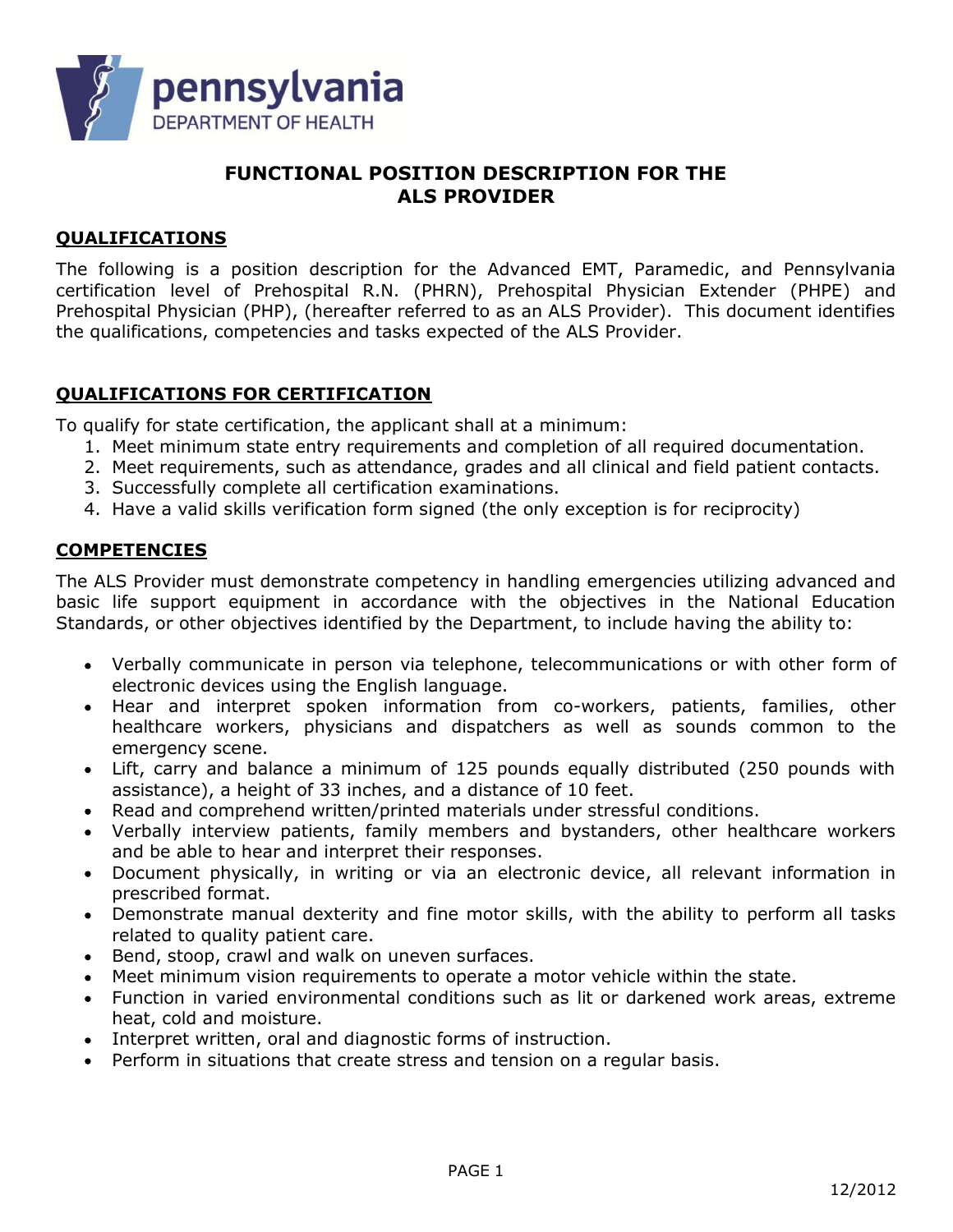pennsylvania
DEPARTMENT OF HEALTH

# FUNCTIONAL POSITION DESCRIPTION FOR THE ALS PROVIDER

## QUALIFICATIONS

The following is a position description for the Advanced EMT, Paramedic, and Pennsylvania certification level of Prehospital R.N. (PHRN), Prehospital Physician Extender (PHPE) and Prehospital Physician (PHP), (hereafter referred to as an ALS Provider). This document identifies the qualifications, competencies and tasks expected of the ALS Provider.

## QUALIFICATIONS FOR CERTIFICATION

To qualify for state certification, the applicant shall at a minimum:

1. Meet minimum state entry requirements and completion of all required documentation.
2. Meet requirements, such as attendance, grades and all clinical and field patient contacts.
3. Successfully complete all certification examinations.
4. Have a valid skills verification form signed (the only exception is for reciprocity)

## COMPETENCIES

The ALS Provider must demonstrate competency in handling emergencies utilizing advanced and basic life support equipment in accordance with the objectives in the National Education Standards, or other objectives identified by the Department, to include having the ability to:

- Verbally communicate in person via telephone, telecommunications or with other form of electronic devices using the English language.
- Hear and interpret spoken information from co-workers, patients, families, other healthcare workers, physicians and dispatchers as well as sounds common to the emergency scene.
- Lift, carry and balance a minimum of 125 pounds equally distributed (250 pounds with assistance), a height of 33 inches, and a distance of 10 feet.
- Read and comprehend written/printed materials under stressful conditions.
- Verbally interview patients, family members and bystanders, other healthcare workers and be able to hear and interpret their responses.
- Document physically, in writing or via an electronic device, all relevant information in prescribed format.
- Demonstrate manual dexterity and fine motor skills, with the ability to perform all tasks related to quality patient care.
- Bend, stoop, crawl and walk on uneven surfaces.
- Meet minimum vision requirements to operate a motor vehicle within the state.
- Function in varied environmental conditions such as lit or darkened work areas, extreme heat, cold and moisture.
- Interpret written, oral and diagnostic forms of instruction.
- Perform in situations that create stress and tension on a regular basis.

12/2012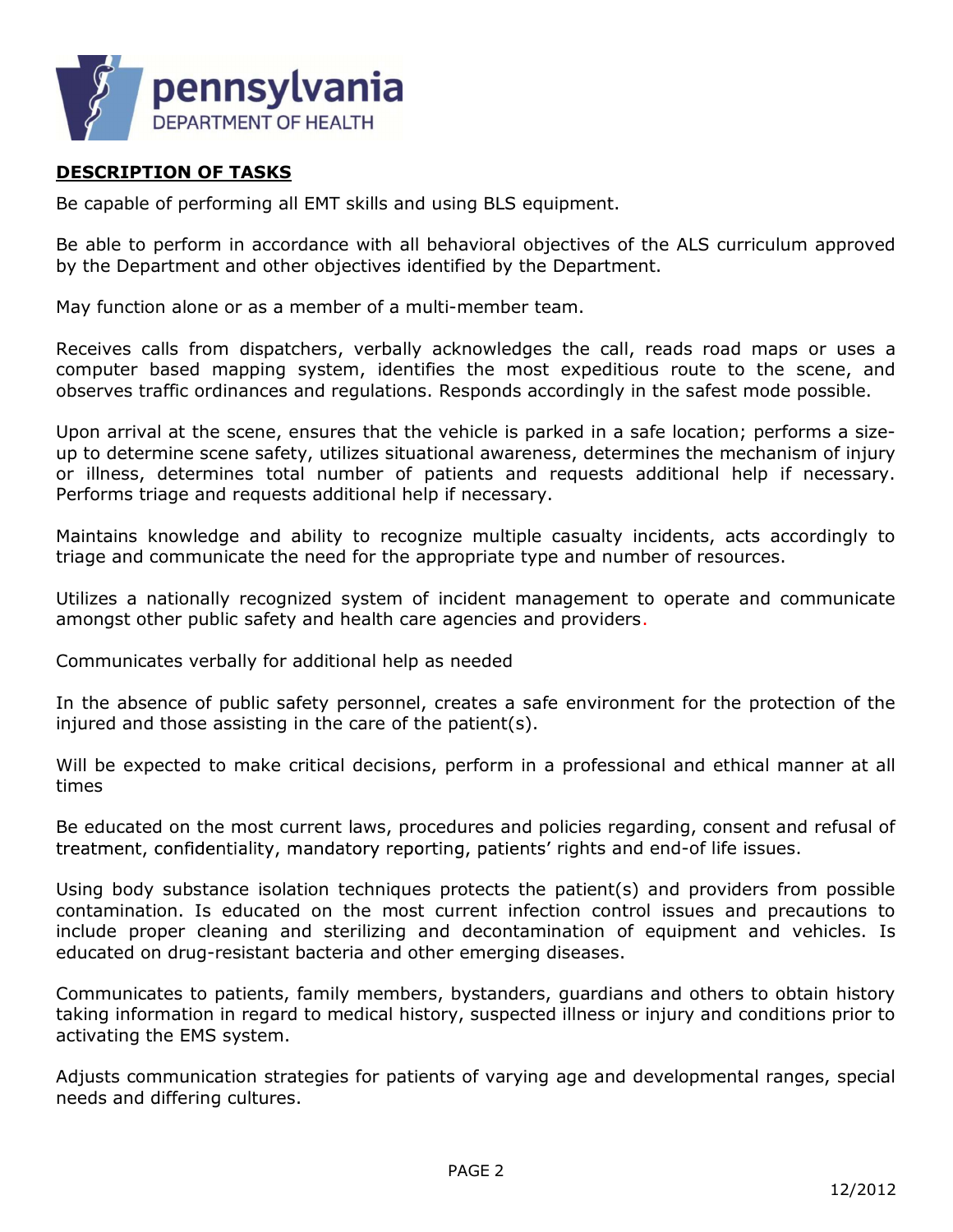**DESCRIPTION OF TASKS**

Be capable of performing all EMT skills and using BLS equipment.

Be able to perform in accordance with all behavioral objectives of the ALS curriculum approved by the Department and other objectives identified by the Department.

May function alone or as a member of a multi-member team.

Receives calls from dispatchers, verbally acknowledges the call, reads road maps or uses a computer based mapping system, identifies the most expeditious route to the scene, and observes traffic ordinances and regulations. Responds accordingly in the safest mode possible.

Upon arrival at the scene, ensures that the vehicle is parked in a safe location; performs a size-up to determine scene safety, utilizes situational awareness, determines the mechanism of injury or illness, determines total number of patients and requests additional help if necessary. Performs triage and requests additional help if necessary.

Maintains knowledge and ability to recognize multiple casualty incidents, acts accordingly to triage and communicate the need for the appropriate type and number of resources.

Utilizes a nationally recognized system of incident management to operate and communicate amongst other public safety and health care agencies and providers.

Communicates verbally for additional help as needed

In the absence of public safety personnel, creates a safe environment for the protection of the injured and those assisting in the care of the patient(s).

Will be expected to make critical decisions, perform in a professional and ethical manner at all times

Be educated on the most current laws, procedures and policies regarding, consent and refusal of treatment, confidentiality, mandatory reporting, patients' rights and end-of life issues.

Using body substance isolation techniques protects the patient(s) and providers from possible contamination. Is educated on the most current infection control issues and precautions to include proper cleaning and sterilizing and decontamination of equipment and vehicles. Is educated on drug-resistant bacteria and other emerging diseases.

Communicates to patients, family members, bystanders, guardians and others to obtain history taking information in regard to medical history, suspected illness or injury and conditions prior to activating the EMS system.

Adjusts communication strategies for patients of varying age and developmental ranges, special needs and differing cultures.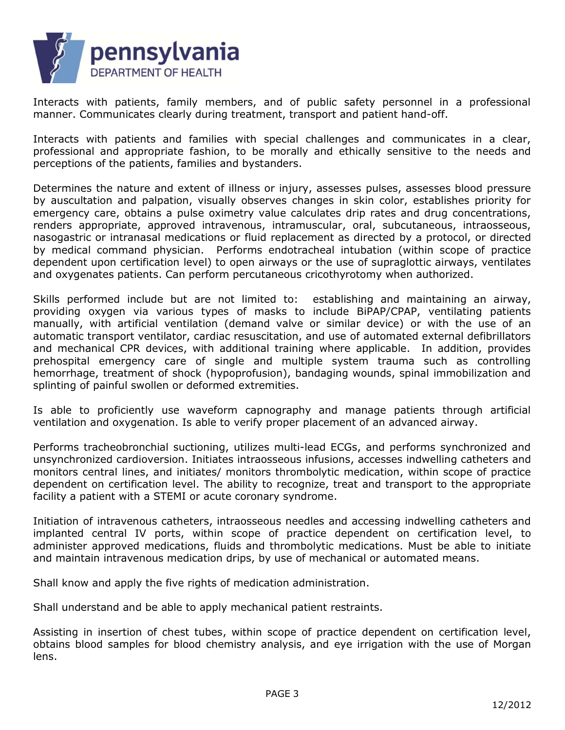Interacts with patients, family members, and of public safety personnel in a professional manner. Communicates clearly during treatment, transport and patient hand-off.

Interacts with patients and families with special challenges and communicates in a clear, professional and appropriate fashion, to be morally and ethically sensitive to the needs and perceptions of the patients, families and bystanders.

Determines the nature and extent of illness or injury, assesses pulses, assesses blood pressure by auscultation and palpation, visually observes changes in skin color, establishes priority for emergency care, obtains a pulse oximetry value calculates drip rates and drug concentrations, renders appropriate, approved intravenous, intramuscular, oral, subcutaneous, intraosseous, nasogastric or intranasal medications or fluid replacement as directed by a protocol, or directed by medical command physician. Performs endotracheal intubation (within scope of practice dependent upon certification level) to open airways or the use of supraglottic airways, ventilates and oxygenates patients. Can perform percutaneous cricothyrotomy when authorized.

Skills performed include but are not limited to: establishing and maintaining an airway, providing oxygen via various types of masks to include BiPAP/CPAP, ventilating patients manually, with artificial ventilation (demand valve or similar device) or with the use of an automatic transport ventilator, cardiac resuscitation, and use of automated external defibrillators and mechanical CPR devices, with additional training where applicable. In addition, provides prehospital emergency care of single and multiple system trauma such as controlling hemorrhage, treatment of shock (hypoprofusion), bandaging wounds, spinal immobilization and splinting of painful swollen or deformed extremities.

Is able to proficiently use waveform capnography and manage patients through artificial ventilation and oxygenation. Is able to verify proper placement of an advanced airway.

Performs tracheobronchial suctioning, utilizes multi-lead ECGs, and performs synchronized and unsynchronized cardioversion. Initiates intraosseous infusions, accesses indwelling catheters and monitors central lines, and initiates/ monitors thrombolytic medication, within scope of practice dependent on certification level. The ability to recognize, treat and transport to the appropriate facility a patient with a STEMI or acute coronary syndrome.

Initiation of intravenous catheters, intraosseous needles and accessing indwelling catheters and implanted central IV ports, within scope of practice dependent on certification level, to administer approved medications, fluids and thrombolytic medications. Must be able to initiate and maintain intravenous medication drips, by use of mechanical or automated means.

Shall know and apply the five rights of medication administration.

Shall understand and be able to apply mechanical patient restraints.

Assisting in insertion of chest tubes, within scope of practice dependent on certification level, obtains blood samples for blood chemistry analysis, and eye irrigation with the use of Morgan lens.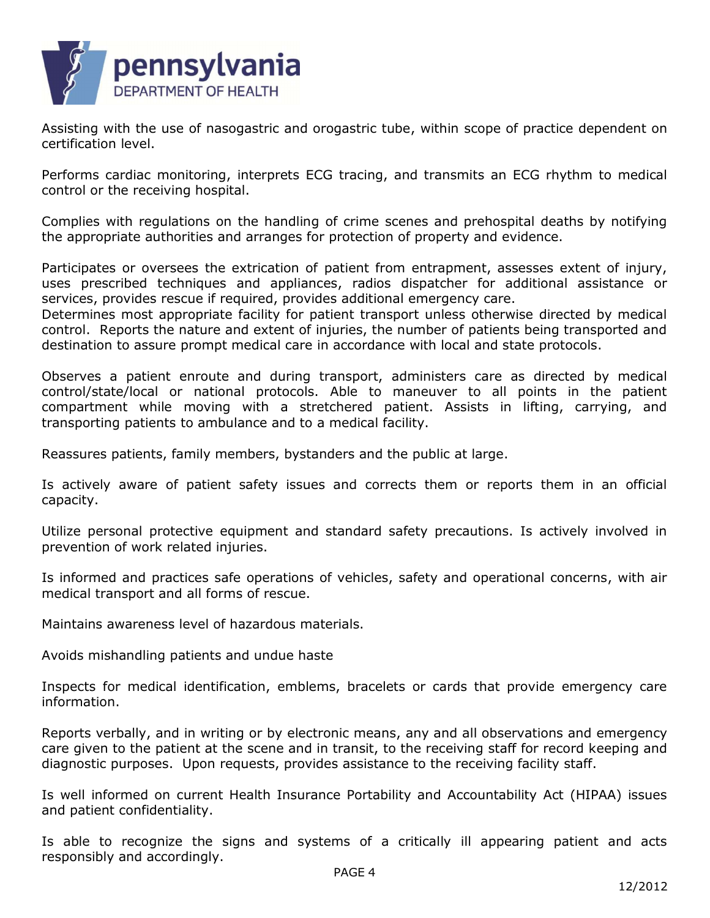Assisting with the use of nasogastric and orogastric tube, within scope of practice dependent on certification level.

Performs cardiac monitoring, interprets ECG tracing, and transmits an ECG rhythm to medical control or the receiving hospital.

Complies with regulations on the handling of crime scenes and prehospital deaths by notifying the appropriate authorities and arranges for protection of property and evidence.

Participates or oversees the extrication of patient from entrapment, assesses extent of injury, uses prescribed techniques and appliances, radios dispatcher for additional assistance or services, provides rescue if required, provides additional emergency care.
Determines most appropriate facility for patient transport unless otherwise directed by medical control. Reports the nature and extent of injuries, the number of patients being transported and destination to assure prompt medical care in accordance with local and state protocols.

Observes a patient enroute and during transport, administers care as directed by medical control/state/local or national protocols. Able to maneuver to all points in the patient compartment while moving with a stretchered patient. Assists in lifting, carrying, and transporting patients to ambulance and to a medical facility.

Reassures patients, family members, bystanders and the public at large.

Is actively aware of patient safety issues and corrects them or reports them in an official capacity.

Utilize personal protective equipment and standard safety precautions. Is actively involved in prevention of work related injuries.

Is informed and practices safe operations of vehicles, safety and operational concerns, with air medical transport and all forms of rescue.

Maintains awareness level of hazardous materials.

Avoids mishandling patients and undue haste

Inspects for medical identification, emblems, bracelets or cards that provide emergency care information.

Reports verbally, and in writing or by electronic means, any and all observations and emergency care given to the patient at the scene and in transit, to the receiving staff for record keeping and diagnostic purposes. Upon requests, provides assistance to the receiving facility staff.

Is well informed on current Health Insurance Portability and Accountability Act (HIPAA) issues and patient confidentiality.

Is able to recognize the signs and systems of a critically ill appearing patient and acts responsibly and accordingly.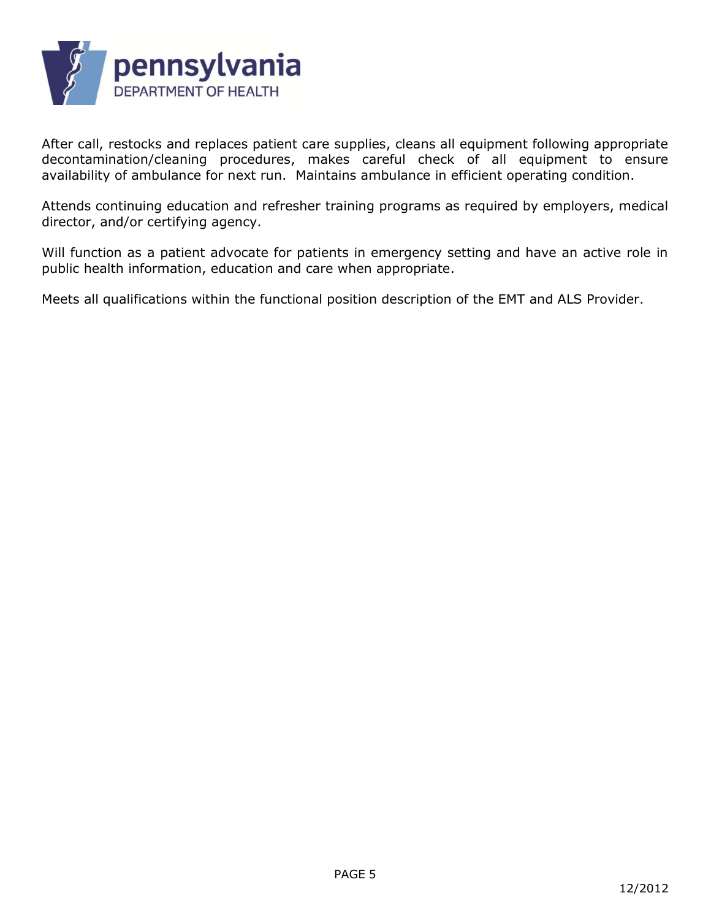After call, restocks and replaces patient care supplies, cleans all equipment following appropriate decontamination/cleaning procedures, makes careful check of all equipment to ensure availability of ambulance for next run. Maintains ambulance in efficient operating condition.

Attends continuing education and refresher training programs as required by employers, medical director, and/or certifying agency.

Will function as a patient advocate for patients in emergency setting and have an active role in public health information, education and care when appropriate.

Meets all qualifications within the functional position description of the EMT and ALS Provider.